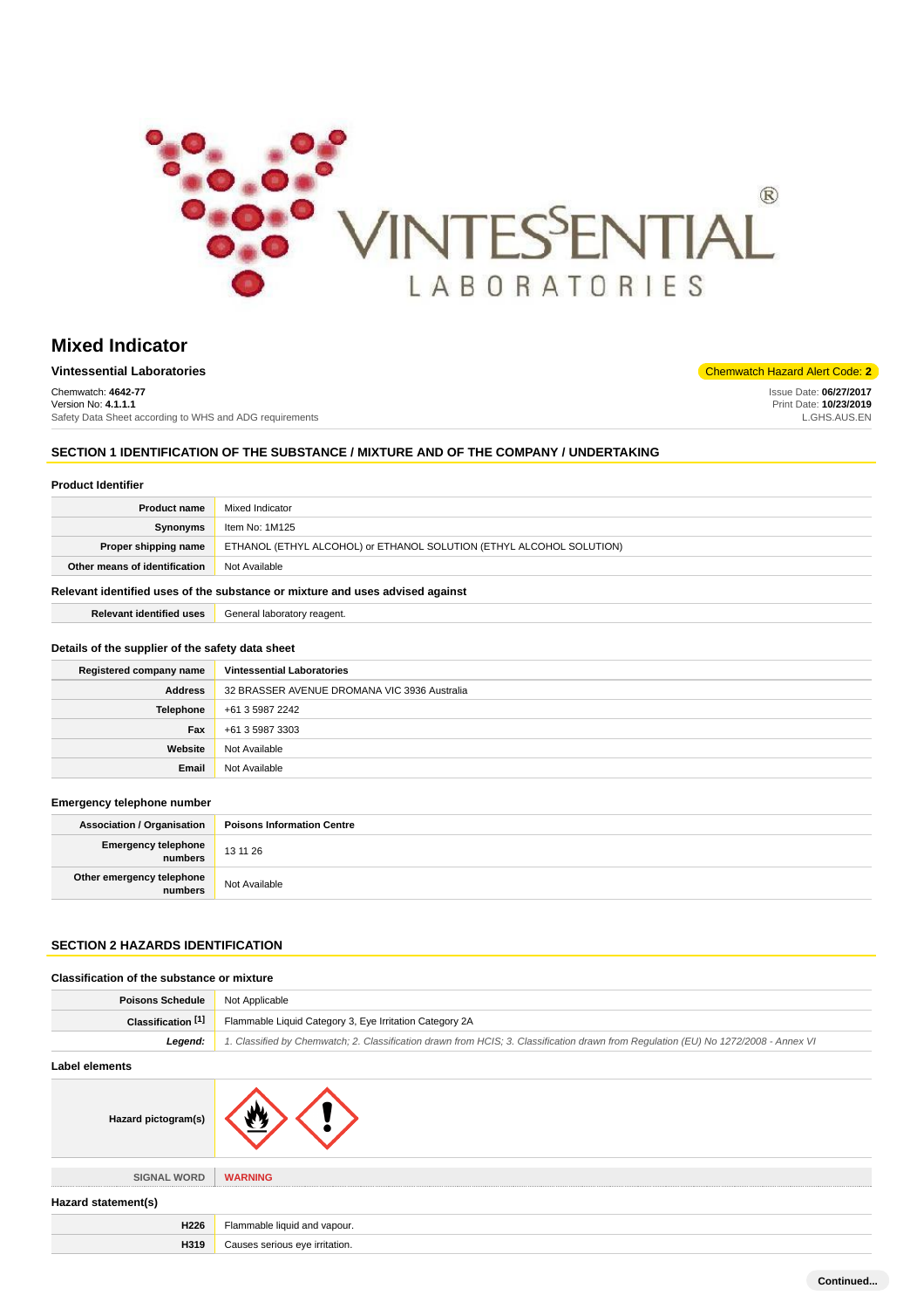# Mixed Indicator

**Vintessential Laboratories**

Chemwatch Hazard Alert Code: **2**

Chemwatch: **4642-77**
Version No: **4.1.1.1**
Safety Data Sheet according to WHS and ADG requirements

Issue Date: **06/27/2017**
Print Date: **10/23/2019**
L.GHS.AUS.EN

## SECTION 1 IDENTIFICATION OF THE SUBSTANCE / MIXTURE AND OF THE COMPANY / UNDERTAKING

### Product Identifier

| | |
|---|---|
| **Product name** | Mixed Indicator |
| **Synonyms** | Item No: 1M125 |
| **Proper shipping name** | ETHANOL (ETHYL ALCOHOL) or ETHANOL SOLUTION (ETHYL ALCOHOL SOLUTION) |
| **Other means of identification** | Not Available |

### Relevant identified uses of the substance or mixture and uses advised against

| | |
|---|---|
| **Relevant identified uses** | General laboratory reagent. |

### Details of the supplier of the safety data sheet

| | |
|---|---|
| **Registered company name** | **Vintessential Laboratories** |
| **Address** | 32 BRASSER AVENUE DROMANA VIC 3936 Australia |
| **Telephone** | +61 3 5987 2242 |
| **Fax** | +61 3 5987 3303 |
| **Website** | Not Available |
| **Email** | Not Available |

### Emergency telephone number

| | |
|---|---|
| **Association / Organisation** | **Poisons Information Centre** |
| **Emergency telephone numbers** | 13 11 26 |
| **Other emergency telephone numbers** | Not Available |

## SECTION 2 HAZARDS IDENTIFICATION

### Classification of the substance or mixture

| | |
|---|---|
| **Poisons Schedule** | Not Applicable |
| **Classification [1]** | Flammable Liquid Category 3, Eye Irritation Category 2A |
| ***Legend:*** | *1. Classified by Chemwatch; 2. Classification drawn from HCIS; 3. Classification drawn from Regulation (EU) No 1272/2008 - Annex VI* |

### Label elements

| | |
|---|---|
| **Hazard pictogram(s)** | |
| SIGNAL WORD | **WARNING** |

### Hazard statement(s)

| | |
|---|---|
| **H226** | Flammable liquid and vapour. |
| **H319** | Causes serious eye irritation. |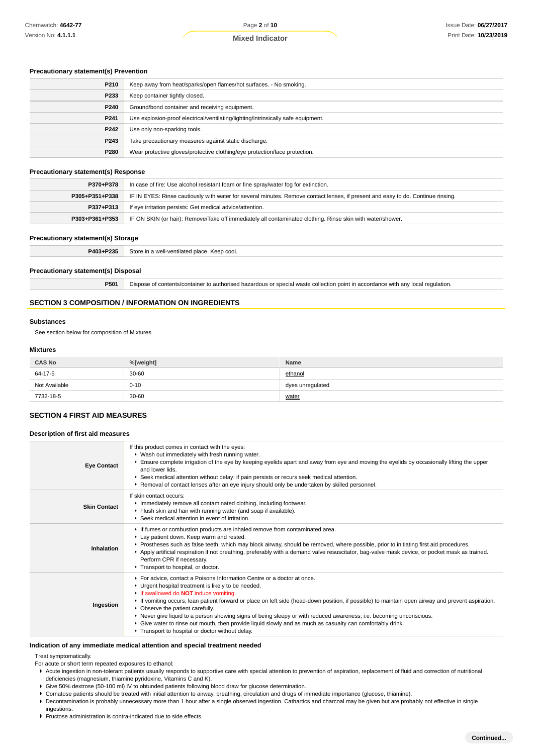### Precautionary statement(s) Prevention

| | |
|---|---|
| P210 | Keep away from heat/sparks/open flames/hot surfaces. - No smoking. |
| P233 | Keep container tightly closed. |
| P240 | Ground/bond container and receiving equipment. |
| P241 | Use explosion-proof electrical/ventilating/lighting/intrinsically safe equipment. |
| P242 | Use only non-sparking tools. |
| P243 | Take precautionary measures against static discharge. |
| P280 | Wear protective gloves/protective clothing/eye protection/face protection. |

### Precautionary statement(s) Response

| | |
|---|---|
| P370+P378 | In case of fire: Use alcohol resistant foam or fine spray/water fog for extinction. |
| P305+P351+P338 | IF IN EYES: Rinse cautiously with water for several minutes. Remove contact lenses, if present and easy to do. Continue rinsing. |
| P337+P313 | If eye irritation persists: Get medical advice/attention. |
| P303+P361+P353 | IF ON SKIN (or hair): Remove/Take off immediately all contaminated clothing. Rinse skin with water/shower. |

### Precautionary statement(s) Storage

| | |
|---|---|
| P403+P235 | Store in a well-ventilated place. Keep cool. |

### Precautionary statement(s) Disposal

| | |
|---|---|
| P501 | Dispose of contents/container to authorised hazardous or special waste collection point in accordance with any local regulation. |

## SECTION 3 COMPOSITION / INFORMATION ON INGREDIENTS

### Substances

See section below for composition of Mixtures

### Mixtures

| CAS No | %[weight] | Name |
|---|---|---|
| 64-17-5 | 30-60 | ethanol |
| Not Available | 0-10 | dyes unregulated |
| 7732-18-5 | 30-60 | water |

## SECTION 4 FIRST AID MEASURES

### Description of first aid measures

| | |
|---|---|
| **Eye Contact** | If this product comes in contact with the eyes:<br>▸ Wash out immediately with fresh running water.<br>▸ Ensure complete irrigation of the eye by keeping eyelids apart and away from eye and moving the eyelids by occasionally lifting the upper and lower lids.<br>▸ Seek medical attention without delay; if pain persists or recurs seek medical attention.<br>▸ Removal of contact lenses after an eye injury should only be undertaken by skilled personnel. |
| **Skin Contact** | If skin contact occurs:<br>▸ Immediately remove all contaminated clothing, including footwear.<br>▸ Flush skin and hair with running water (and soap if available).<br>▸ Seek medical attention in event of irritation. |
| **Inhalation** | ▸ If fumes or combustion products are inhaled remove from contaminated area.<br>▸ Lay patient down. Keep warm and rested.<br>▸ Prostheses such as false teeth, which may block airway, should be removed, where possible, prior to initiating first aid procedures.<br>▸ Apply artificial respiration if not breathing, preferably with a demand valve resuscitator, bag-valve mask device, or pocket mask as trained. Perform CPR if necessary.<br>▸ Transport to hospital, or doctor. |
| **Ingestion** | ▸ For advice, contact a Poisons Information Centre or a doctor at once.<br>▸ Urgent hospital treatment is likely to be needed.<br>▸ If swallowed do **NOT** induce vomiting.<br>▸ If vomiting occurs, lean patient forward or place on left side (head-down position, if possible) to maintain open airway and prevent aspiration.<br>▸ Observe the patient carefully.<br>▸ Never give liquid to a person showing signs of being sleepy or with reduced awareness; i.e. becoming unconscious.<br>▸ Give water to rinse out mouth, then provide liquid slowly and as much as casualty can comfortably drink.<br>▸ Transport to hospital or doctor without delay. |

### Indication of any immediate medical attention and special treatment needed

Treat symptomatically.

For acute or short term repeated exposures to ethanol:

- Acute ingestion in non-tolerant patients usually responds to supportive care with special attention to prevention of aspiration, replacement of fluid and correction of nutritional deficiencies (magnesium, thiamine pyridoxine, Vitamins C and K).
- Give 50% dextrose (50-100 ml) IV to obtunded patients following blood draw for glucose determination.
- Comatose patients should be treated with initial attention to airway, breathing, circulation and drugs of immediate importance (glucose, thiamine).
- Decontamination is probably unnecessary more than 1 hour after a single observed ingestion. Cathartics and charcoal may be given but are probably not effective in single ingestions.
- Fructose administration is contra-indicated due to side effects.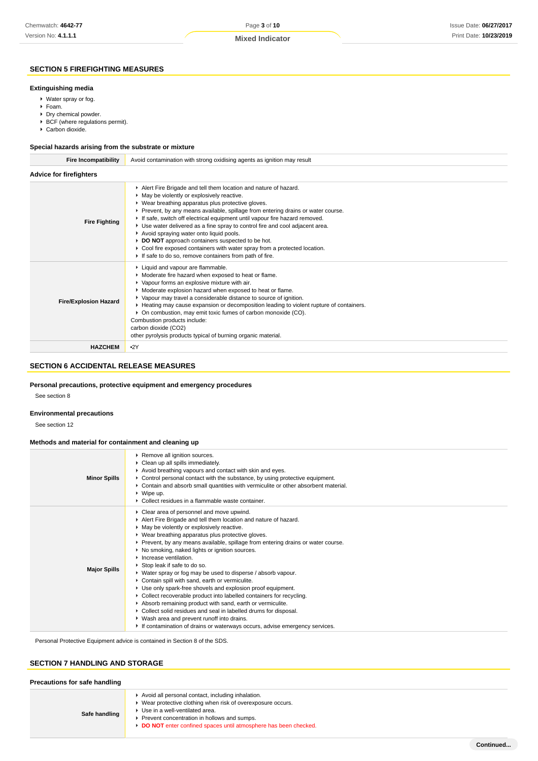## SECTION 5 FIREFIGHTING MEASURES

### Extinguishing media

- Water spray or fog.
- Foam.
- Dry chemical powder.
- BCF (where regulations permit).
- Carbon dioxide.

### Special hazards arising from the substrate or mixture

| | |
|---|---|
| **Fire Incompatibility** | Avoid contamination with strong oxidising agents as ignition may result |

### Advice for firefighters

| | |
|---|---|
| **Fire Fighting** | ▸ Alert Fire Brigade and tell them location and nature of hazard.<br>▸ May be violently or explosively reactive.<br>▸ Wear breathing apparatus plus protective gloves.<br>▸ Prevent, by any means available, spillage from entering drains or water course.<br>▸ If safe, switch off electrical equipment until vapour fire hazard removed.<br>▸ Use water delivered as a fine spray to control fire and cool adjacent area.<br>▸ Avoid spraying water onto liquid pools.<br>▸ **DO NOT** approach containers suspected to be hot.<br>▸ Cool fire exposed containers with water spray from a protected location.<br>▸ If safe to do so, remove containers from path of fire. |
| **Fire/Explosion Hazard** | ▸ Liquid and vapour are flammable.<br>▸ Moderate fire hazard when exposed to heat or flame.<br>▸ Vapour forms an explosive mixture with air.<br>▸ Moderate explosion hazard when exposed to heat or flame.<br>▸ Vapour may travel a considerable distance to source of ignition.<br>▸ Heating may cause expansion or decomposition leading to violent rupture of containers.<br>▸ On combustion, may emit toxic fumes of carbon monoxide (CO).<br>Combustion products include:<br>carbon dioxide ($CO_2$)<br>other pyrolysis products typical of burning organic material. |
| **HAZCHEM** | •2Y |

## SECTION 6 ACCIDENTAL RELEASE MEASURES

### Personal precautions, protective equipment and emergency procedures

See section 8

### Environmental precautions

See section 12

### Methods and material for containment and cleaning up

| | |
|---|---|
| **Minor Spills** | ▸ Remove all ignition sources.<br>▸ Clean up all spills immediately.<br>▸ Avoid breathing vapours and contact with skin and eyes.<br>▸ Control personal contact with the substance, by using protective equipment.<br>▸ Contain and absorb small quantities with vermiculite or other absorbent material.<br>▸ Wipe up.<br>▸ Collect residues in a flammable waste container. |
| **Major Spills** | ▸ Clear area of personnel and move upwind.<br>▸ Alert Fire Brigade and tell them location and nature of hazard.<br>▸ May be violently or explosively reactive.<br>▸ Wear breathing apparatus plus protective gloves.<br>▸ Prevent, by any means available, spillage from entering drains or water course.<br>▸ No smoking, naked lights or ignition sources.<br>▸ Increase ventilation.<br>▸ Stop leak if safe to do so.<br>▸ Water spray or fog may be used to disperse / absorb vapour.<br>▸ Contain spill with sand, earth or vermiculite.<br>▸ Use only spark-free shovels and explosion proof equipment.<br>▸ Collect recoverable product into labelled containers for recycling.<br>▸ Absorb remaining product with sand, earth or vermiculite.<br>▸ Collect solid residues and seal in labelled drums for disposal.<br>▸ Wash area and prevent runoff into drains.<br>▸ If contamination of drains or waterways occurs, advise emergency services. |

Personal Protective Equipment advice is contained in Section 8 of the SDS.

## SECTION 7 HANDLING AND STORAGE

### Precautions for safe handling

| | |
|---|---|
| **Safe handling** | ▸ Avoid all personal contact, including inhalation.<br>▸ Wear protective clothing when risk of overexposure occurs.<br>▸ Use in a well-ventilated area.<br>▸ Prevent concentration in hollows and sumps.<br>▸ **DO NOT** enter confined spaces until atmosphere has been checked. |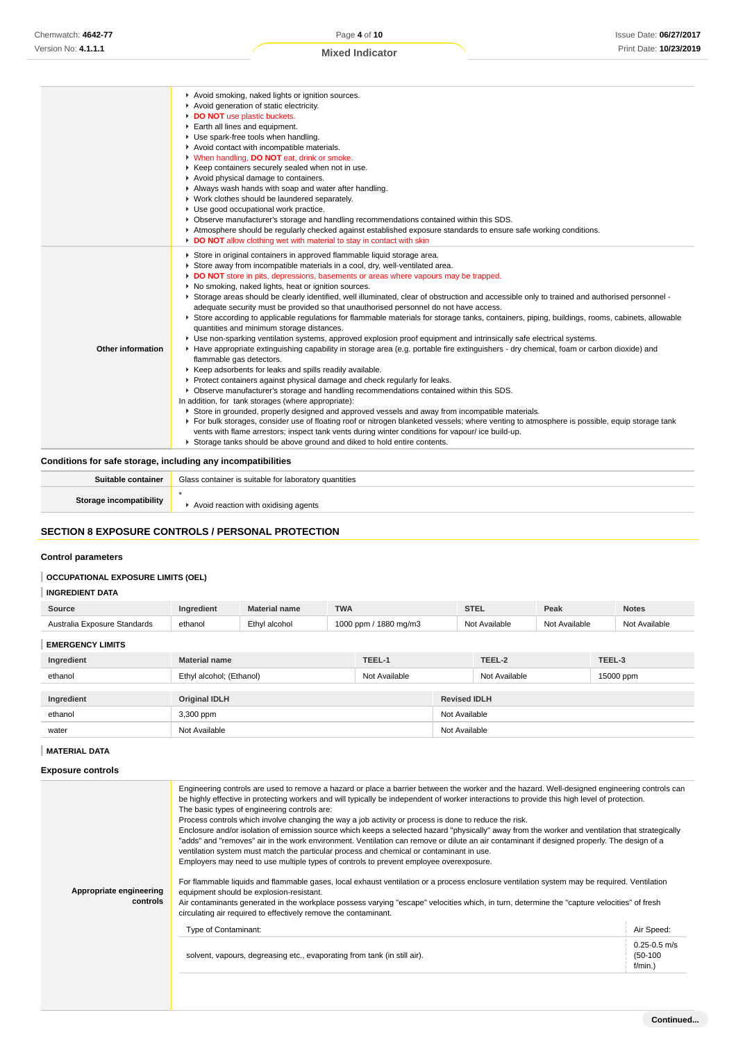|  |  |
|---|---|
|  | Avoid smoking, naked lights or ignition sources.<br>Avoid generation of static electricity.<br>**DO NOT** use plastic buckets.<br>Earth all lines and equipment.<br>Use spark-free tools when handling.<br>Avoid contact with incompatible materials.<br>When handling, **DO NOT** eat, drink or smoke.<br>Keep containers securely sealed when not in use.<br>Avoid physical damage to containers.<br>Always wash hands with soap and water after handling.<br>Work clothes should be laundered separately.<br>Use good occupational work practice.<br>Observe manufacturer's storage and handling recommendations contained within this SDS.<br>Atmosphere should be regularly checked against established exposure standards to ensure safe working conditions.<br>**DO NOT** allow clothing wet with material to stay in contact with skin |
| **Other information** | Store in original containers in approved flammable liquid storage area.<br>Store away from incompatible materials in a cool, dry, well-ventilated area.<br>**DO NOT** store in pits, depressions, basements or areas where vapours may be trapped.<br>No smoking, naked lights, heat or ignition sources.<br>Storage areas should be clearly identified, well illuminated, clear of obstruction and accessible only to trained and authorised personnel - adequate security must be provided so that unauthorised personnel do not have access.<br>Store according to applicable regulations for flammable materials for storage tanks, containers, piping, buildings, rooms, cabinets, allowable quantities and minimum storage distances.<br>Use non-sparking ventilation systems, approved explosion proof equipment and intrinsically safe electrical systems.<br>Have appropriate extinguishing capability in storage area (e.g. portable fire extinguishers - dry chemical, foam or carbon dioxide) and flammable gas detectors.<br>Keep adsorbents for leaks and spills readily available.<br>Protect containers against physical damage and check regularly for leaks.<br>Observe manufacturer's storage and handling recommendations contained within this SDS.<br>In addition, for tank storages (where appropriate):<br>Store in grounded, properly designed and approved vessels and away from incompatible materials.<br>For bulk storages, consider use of floating roof or nitrogen blanketed vessels; where venting to atmosphere is possible, equip storage tank vents with flame arrestors; inspect tank vents during winter conditions for vapour/ ice build-up.<br>Storage tanks should be above ground and diked to hold entire contents. |

### Conditions for safe storage, including any incompatibilities

|  |  |
|---|---|
| **Suitable container** | Glass container is suitable for laboratory quantities |
| **Storage incompatibility** | *<br>Avoid reaction with oxidising agents |

## SECTION 8 EXPOSURE CONTROLS / PERSONAL PROTECTION

### Control parameters

#### OCCUPATIONAL EXPOSURE LIMITS (OEL)

#### INGREDIENT DATA

| Source | Ingredient | Material name | TWA | STEL | Peak | Notes |
|---|---|---|---|---|---|---|
| Australia Exposure Standards | ethanol | Ethyl alcohol | 1000 ppm / 1880 mg/m3 | Not Available | Not Available | Not Available |

#### EMERGENCY LIMITS

| Ingredient | Material name | TEEL-1 | TEEL-2 | TEEL-3 |
|---|---|---|---|---|
| ethanol | Ethyl alcohol; (Ethanol) | Not Available | Not Available | 15000 ppm |

| Ingredient | Original IDLH | Revised IDLH |
|---|---|---|
| ethanol | 3,300 ppm | Not Available |
| water | Not Available | Not Available |

#### MATERIAL DATA

### Exposure controls

|  |  |
|---|---|
| **Appropriate engineering controls** | Engineering controls are used to remove a hazard or place a barrier between the worker and the hazard. Well-designed engineering controls can be highly effective in protecting workers and will typically be independent of worker interactions to provide this high level of protection.<br>The basic types of engineering controls are:<br>Process controls which involve changing the way a job activity or process is done to reduce the risk.<br>Enclosure and/or isolation of emission source which keeps a selected hazard "physically" away from the worker and ventilation that strategically "adds" and "removes" air in the work environment. Ventilation can remove or dilute an air contaminant if designed properly. The design of a ventilation system must match the particular process and chemical or contaminant in use.<br>Employers may need to use multiple types of controls to prevent employee overexposure.<br><br>For flammable liquids and flammable gases, local exhaust ventilation or a process enclosure ventilation system may be required. Ventilation equipment should be explosion-resistant.<br>Air contaminants generated in the workplace possess varying "escape" velocities which, in turn, determine the "capture velocities" of fresh circulating air required to effectively remove the contaminant. |

| Type of Contaminant: | Air Speed: |
|---|---|
| solvent, vapours, degreasing etc., evaporating from tank (in still air). | 0.25-0.5 m/s (50-100 f/min.) |

Continued...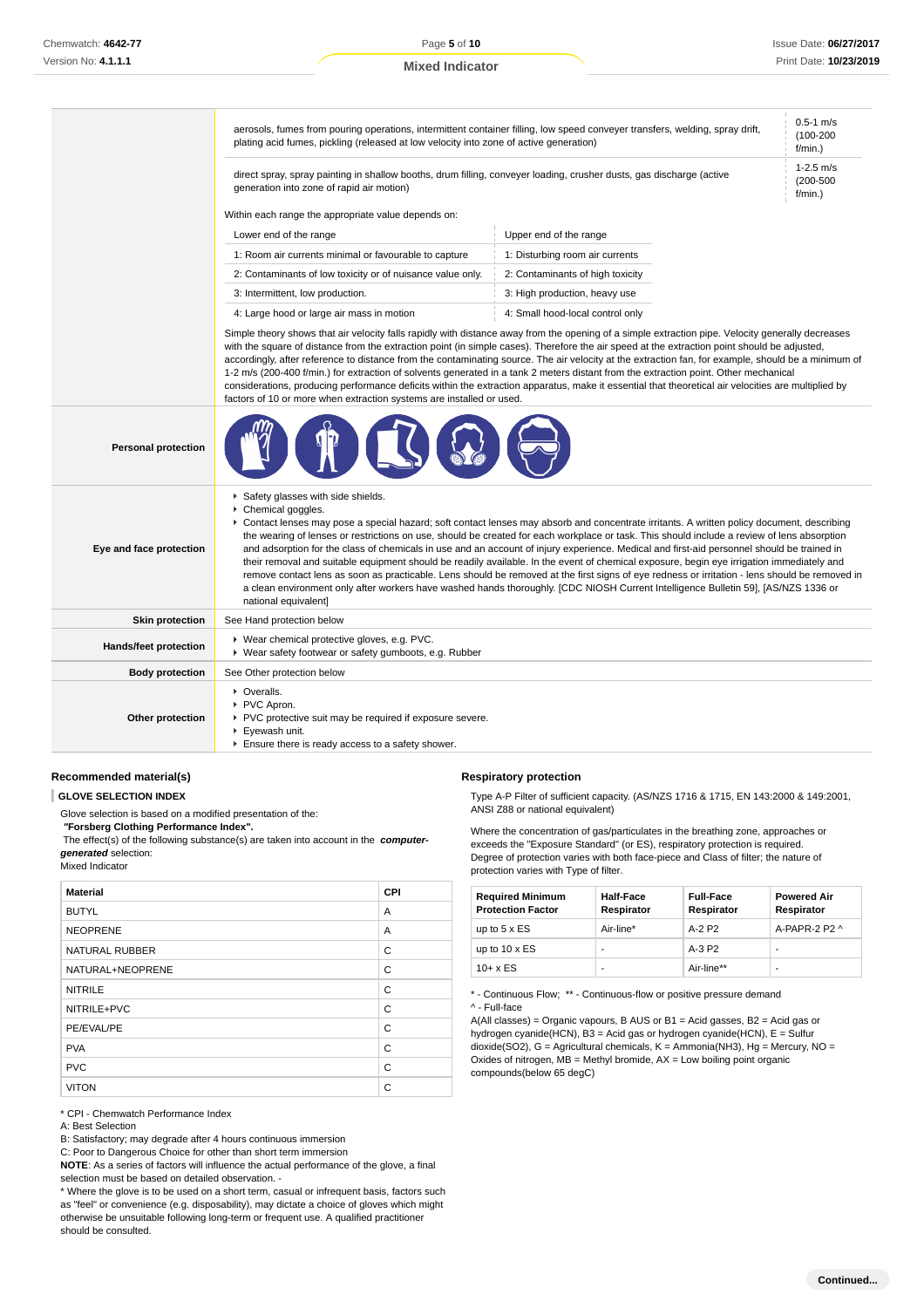| | | |
|---|---|---|
| | aerosols, fumes from pouring operations, intermittent container filling, low speed conveyer transfers, welding, spray drift, plating acid fumes, pickling (released at low velocity into zone of active generation) | 0.5-1 m/s (100-200 f/min.) |
| | direct spray, spray painting in shallow booths, drum filling, conveyer loading, crusher dusts, gas discharge (active generation into zone of rapid air motion) | 1-2.5 m/s (200-500 f/min.) |

Within each range the appropriate value depends on:

| Lower end of the range | Upper end of the range |
|---|---|
| 1: Room air currents minimal or favourable to capture | 1: Disturbing room air currents |
| 2: Contaminants of low toxicity or of nuisance value only. | 2: Contaminants of high toxicity |
| 3: Intermittent, low production. | 3: High production, heavy use |
| 4: Large hood or large air mass in motion | 4: Small hood-local control only |

Simple theory shows that air velocity falls rapidly with distance away from the opening of a simple extraction pipe. Velocity generally decreases with the square of distance from the extraction point (in simple cases). Therefore the air speed at the extraction point should be adjusted, accordingly, after reference to distance from the contaminating source. The air velocity at the extraction fan, for example, should be a minimum of 1-2 m/s (200-400 f/min.) for extraction of solvents generated in a tank 2 meters distant from the extraction point. Other mechanical considerations, producing performance deficits within the extraction apparatus, make it essential that theoretical air velocities are multiplied by factors of 10 or more when extraction systems are installed or used.

**Personal protection**

**Eye and face protection**

- Safety glasses with side shields.
- Chemical goggles.
- Contact lenses may pose a special hazard; soft contact lenses may absorb and concentrate irritants. A written policy document, describing the wearing of lenses or restrictions on use, should be created for each workplace or task. This should include a review of lens absorption and adsorption for the class of chemicals in use and an account of injury experience. Medical and first-aid personnel should be trained in their removal and suitable equipment should be readily available. In the event of chemical exposure, begin eye irrigation immediately and remove contact lens as soon as practicable. Lens should be removed at the first signs of eye redness or irritation - lens should be removed in a clean environment only after workers have washed hands thoroughly. [CDC NIOSH Current Intelligence Bulletin 59], [AS/NZS 1336 or national equivalent]

**Skin protection**

See Hand protection below

**Hands/feet protection**

- Wear chemical protective gloves, e.g. PVC.
- Wear safety footwear or safety gumboots, e.g. Rubber

**Body protection**

See Other protection below

**Other protection**

- Overalls.
- PVC Apron.
- PVC protective suit may be required if exposure severe.
- Eyewash unit.
- Ensure there is ready access to a safety shower.

### Recommended material(s)

**GLOVE SELECTION INDEX**

Glove selection is based on a modified presentation of the:
***"Forsberg Clothing Performance Index".***
The effect(s) of the following substance(s) are taken into account in the ***computer-generated*** selection:
Mixed Indicator

| Material | CPI |
|---|---|
| BUTYL | A |
| NEOPRENE | A |
| NATURAL RUBBER | C |
| NATURAL+NEOPRENE | C |
| NITRILE | C |
| NITRILE+PVC | C |
| PE/EVAL/PE | C |
| PVA | C |
| PVC | C |
| VITON | C |

* CPI - Chemwatch Performance Index
A: Best Selection
B: Satisfactory; may degrade after 4 hours continuous immersion
C: Poor to Dangerous Choice for other than short term immersion
**NOTE**: As a series of factors will influence the actual performance of the glove, a final selection must be based on detailed observation. -
* Where the glove is to be used on a short term, casual or infrequent basis, factors such as "feel" or convenience (e.g. disposability), may dictate a choice of gloves which might otherwise be unsuitable following long-term or frequent use. A qualified practitioner should be consulted.

### Respiratory protection

Type A-P Filter of sufficient capacity. (AS/NZS 1716 & 1715, EN 143:2000 & 149:2001, ANSI Z88 or national equivalent)

Where the concentration of gas/particulates in the breathing zone, approaches or exceeds the "Exposure Standard" (or ES), respiratory protection is required.
Degree of protection varies with both face-piece and Class of filter; the nature of protection varies with Type of filter.

| Required Minimum Protection Factor | Half-Face Respirator | Full-Face Respirator | Powered Air Respirator |
|---|---|---|---|
| up to 5 x ES | Air-line* | A-2 P2 | A-PAPR-2 P2 ^ |
| up to 10 x ES | - | A-3 P2 | - |
| 10+ x ES | - | Air-line** | - |

* - Continuous Flow; ** - Continuous-flow or positive pressure demand
^ - Full-face
A(All classes) = Organic vapours, B AUS or B1 = Acid gasses, B2 = Acid gas or hydrogen cyanide(HCN), B3 = Acid gas or hydrogen cyanide(HCN), E = Sulfur dioxide(SO2), G = Agricultural chemicals, K = Ammonia(NH3), Hg = Mercury, NO = Oxides of nitrogen, MB = Methyl bromide, AX = Low boiling point organic compounds(below 65 degC)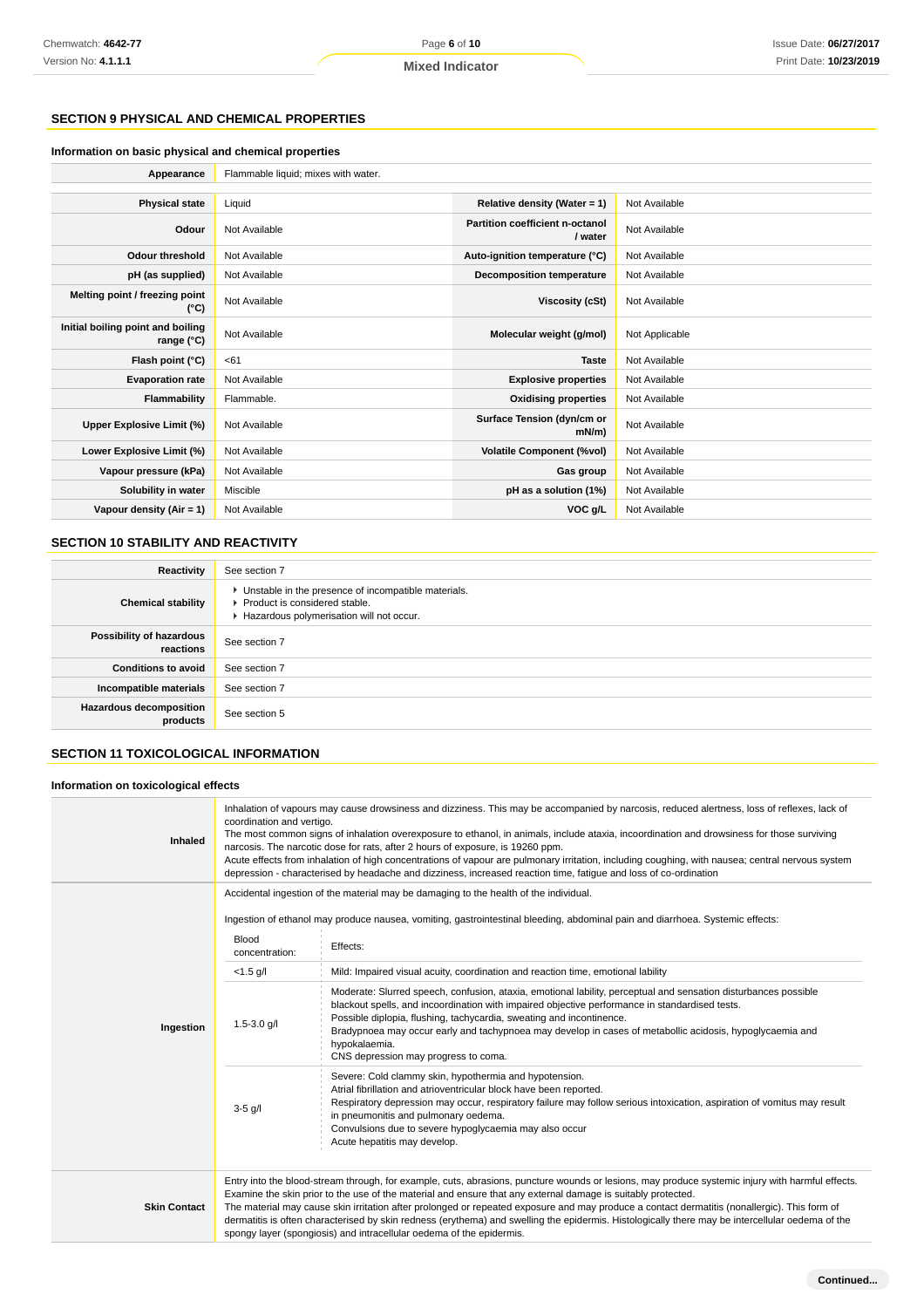## SECTION 9 PHYSICAL AND CHEMICAL PROPERTIES

### Information on basic physical and chemical properties

| Appearance | Flammable liquid; mixes with water. | | |
|---|---|---|---|
| **Physical state** | Liquid | **Relative density (Water = 1)** | Not Available |
| **Odour** | Not Available | **Partition coefficient n-octanol / water** | Not Available |
| **Odour threshold** | Not Available | **Auto-ignition temperature (°C)** | Not Available |
| **pH (as supplied)** | Not Available | **Decomposition temperature** | Not Available |
| **Melting point / freezing point (°C)** | Not Available | **Viscosity (cSt)** | Not Available |
| **Initial boiling point and boiling range (°C)** | Not Available | **Molecular weight (g/mol)** | Not Applicable |
| **Flash point (°C)** | <61 | **Taste** | Not Available |
| **Evaporation rate** | Not Available | **Explosive properties** | Not Available |
| **Flammability** | Flammable. | **Oxidising properties** | Not Available |
| **Upper Explosive Limit (%)** | Not Available | **Surface Tension (dyn/cm or mN/m)** | Not Available |
| **Lower Explosive Limit (%)** | Not Available | **Volatile Component (%vol)** | Not Available |
| **Vapour pressure (kPa)** | Not Available | **Gas group** | Not Available |
| **Solubility in water** | Miscible | **pH as a solution (1%)** | Not Available |
| **Vapour density (Air = 1)** | Not Available | **VOC g/L** | Not Available |

## SECTION 10 STABILITY AND REACTIVITY

| | |
|---|---|
| **Reactivity** | See section 7 |
| **Chemical stability** | ▸ Unstable in the presence of incompatible materials.<br>▸ Product is considered stable.<br>▸ Hazardous polymerisation will not occur. |
| **Possibility of hazardous reactions** | See section 7 |
| **Conditions to avoid** | See section 7 |
| **Incompatible materials** | See section 7 |
| **Hazardous decomposition products** | See section 5 |

## SECTION 11 TOXICOLOGICAL INFORMATION

### Information on toxicological effects

**Inhaled**

Inhalation of vapours may cause drowsiness and dizziness. This may be accompanied by narcosis, reduced alertness, loss of reflexes, lack of coordination and vertigo.
The most common signs of inhalation overexposure to ethanol, in animals, include ataxia, incoordination and drowsiness for those surviving narcosis. The narcotic dose for rats, after 2 hours of exposure, is 19260 ppm.
Acute effects from inhalation of high concentrations of vapour are pulmonary irritation, including coughing, with nausea; central nervous system depression - characterised by headache and dizziness, increased reaction time, fatigue and loss of co-ordination

**Ingestion**

Accidental ingestion of the material may be damaging to the health of the individual.

Ingestion of ethanol may produce nausea, vomiting, gastrointestinal bleeding, abdominal pain and diarrhoea. Systemic effects:

| Blood concentration: | Effects: |
|---|---|
| <1.5 g/l | Mild: Impaired visual acuity, coordination and reaction time, emotional lability |
| 1.5-3.0 g/l | Moderate: Slurred speech, confusion, ataxia, emotional lability, perceptual and sensation disturbances possible blackout spells, and incoordination with impaired objective performance in standardised tests.<br>Possible diplopia, flushing, tachycardia, sweating and incontinence.<br>Bradypnoea may occur early and tachypnoea may develop in cases of metabollic acidosis, hypoglycaemia and hypokalaemia.<br>CNS depression may progress to coma. |
| 3-5 g/l | Severe: Cold clammy skin, hypothermia and hypotension.<br>Atrial fibrillation and atrioventricular block have been reported.<br>Respiratory depression may occur, respiratory failure may follow serious intoxication, aspiration of vomitus may result in pneumonitis and pulmonary oedema.<br>Convulsions due to severe hypoglycaemia may also occur<br>Acute hepatitis may develop. |

**Skin Contact**

Entry into the blood-stream through, for example, cuts, abrasions, puncture wounds or lesions, may produce systemic injury with harmful effects. Examine the skin prior to the use of the material and ensure that any external damage is suitably protected.
The material may cause skin irritation after prolonged or repeated exposure and may produce a contact dermatitis (nonallergic). This form of dermatitis is often characterised by skin redness (erythema) and swelling the epidermis. Histologically there may be intercellular oedema of the spongy layer (spongiosis) and intracellular oedema of the epidermis.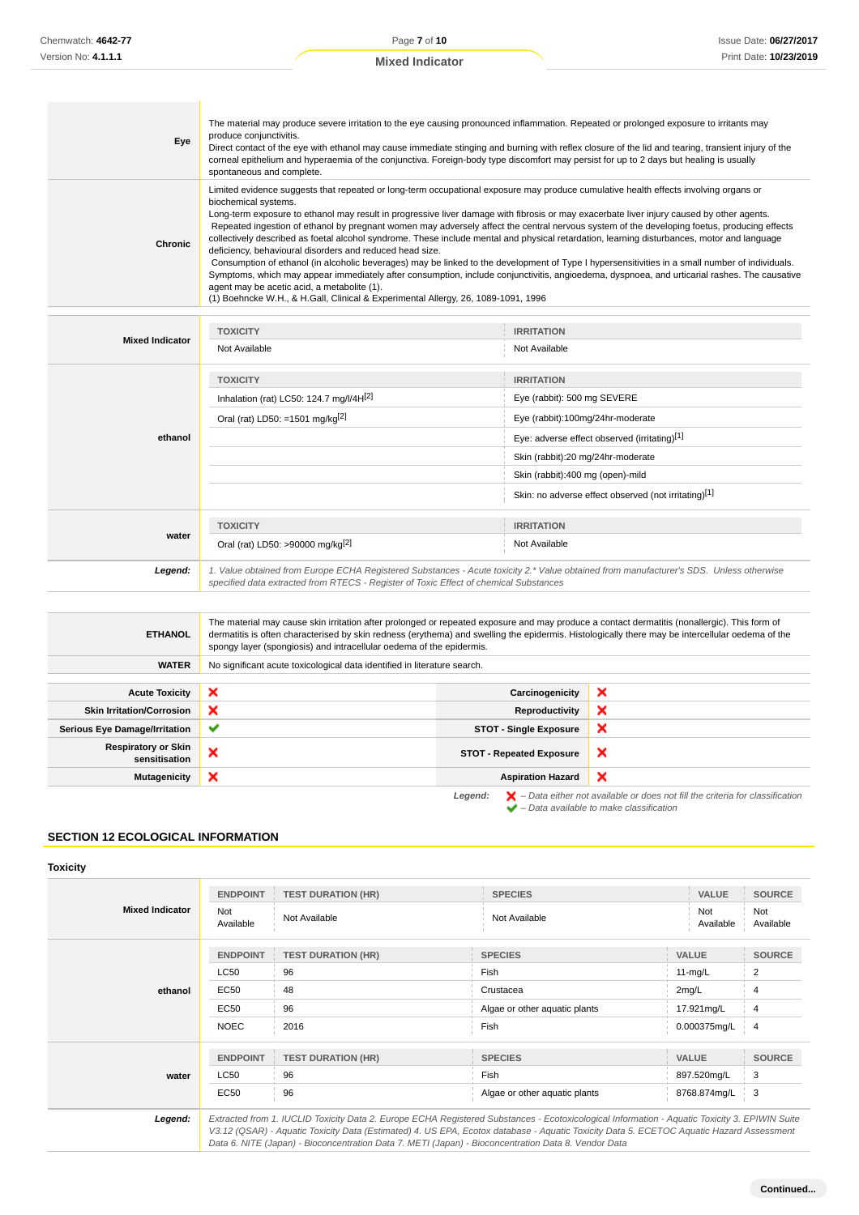| | |
|---|---|
| **Eye** | The material may produce severe irritation to the eye causing pronounced inflammation. Repeated or prolonged exposure to irritants may produce conjunctivitis.<br>Direct contact of the eye with ethanol may cause immediate stinging and burning with reflex closure of the lid and tearing, transient injury of the corneal epithelium and hyperaemia of the conjunctiva. Foreign-body type discomfort may persist for up to 2 days but healing is usually spontaneous and complete. |
| **Chronic** | Limited evidence suggests that repeated or long-term occupational exposure may produce cumulative health effects involving organs or biochemical systems.<br>Long-term exposure to ethanol may result in progressive liver damage with fibrosis or may exacerbate liver injury caused by other agents.<br>Repeated ingestion of ethanol by pregnant women may adversely affect the central nervous system of the developing foetus, producing effects collectively described as foetal alcohol syndrome. These include mental and physical retardation, learning disturbances, motor and language deficiency, behavioural disorders and reduced head size.<br>Consumption of ethanol (in alcoholic beverages) may be linked to the development of Type I hypersensitivities in a small number of individuals. Symptoms, which may appear immediately after consumption, include conjunctivitis, angioedema, dyspnoea, and urticarial rashes. The causative agent may be acetic acid, a metabolite (1).<br>(1) Boehncke W.H., & H.Gall, Clinical & Experimental Allergy, 26, 1089-1091, 1996 |

| | TOXICITY | IRRITATION |
|---|---|---|
| **Mixed Indicator** | Not Available | Not Available |
| **ethanol** | **TOXICITY** | **IRRITATION** |
| | Inhalation (rat) LC50: 124.7 mg/l/4H[2] | Eye (rabbit): 500 mg SEVERE |
| | Oral (rat) LD50: =1501 mg/kg[2] | Eye (rabbit):100mg/24hr-moderate |
| | | Eye: adverse effect observed (irritating)[1] |
| | | Skin (rabbit):20 mg/24hr-moderate |
| | | Skin (rabbit):400 mg (open)-mild |
| | | Skin: no adverse effect observed (not irritating)[1] |
| **water** | **TOXICITY** | **IRRITATION** |
| | Oral (rat) LD50: >90000 mg/kg[2] | Not Available |
| ***Legend:*** | *1. Value obtained from Europe ECHA Registered Substances - Acute toxicity 2.\* Value obtained from manufacturer's SDS. Unless otherwise specified data extracted from RTECS - Register of Toxic Effect of chemical Substances* | |

| | |
|---|---|
| **ETHANOL** | The material may cause skin irritation after prolonged or repeated exposure and may produce a contact dermatitis (nonallergic). This form of dermatitis is often characterised by skin redness (erythema) and swelling the epidermis. Histologically there may be intercellular oedema of the spongy layer (spongiosis) and intracellular oedema of the epidermis. |
| **WATER** | No significant acute toxicological data identified in literature search. |

| | | | |
|---|---|---|---|
| **Acute Toxicity** | ❌ | **Carcinogenicity** | ❌ |
| **Skin Irritation/Corrosion** | ❌ | **Reproductivity** | ❌ |
| **Serious Eye Damage/Irritation** | ✔ | **STOT - Single Exposure** | ❌ |
| **Respiratory or Skin sensitisation** | ❌ | **STOT - Repeated Exposure** | ❌ |
| **Mutagenicity** | ❌ | **Aspiration Hazard** | ❌ |

***Legend:*** ❌ *– Data either not available or does not fill the criteria for classification*
✔ *– Data available to make classification*

## SECTION 12 ECOLOGICAL INFORMATION

### Toxicity

| | ENDPOINT | TEST DURATION (HR) | SPECIES | VALUE | SOURCE |
|---|---|---|---|---|---|
| **Mixed Indicator** | Not Available | Not Available | Not Available | Not Available | Not Available |
| **ethanol** | **ENDPOINT** | **TEST DURATION (HR)** | **SPECIES** | **VALUE** | **SOURCE** |
| | LC50 | 96 | Fish | 11-mg/L | 2 |
| | EC50 | 48 | Crustacea | 2mg/L | 4 |
| | EC50 | 96 | Algae or other aquatic plants | 17.921mg/L | 4 |
| | NOEC | 2016 | Fish | 0.000375mg/L | 4 |
| **water** | **ENDPOINT** | **TEST DURATION (HR)** | **SPECIES** | **VALUE** | **SOURCE** |
| | LC50 | 96 | Fish | 897.520mg/L | 3 |
| | EC50 | 96 | Algae or other aquatic plants | 8768.874mg/L | 3 |
| ***Legend:*** | *Extracted from 1. IUCLID Toxicity Data 2. Europe ECHA Registered Substances - Ecotoxicological Information - Aquatic Toxicity 3. EPIWIN Suite V3.12 (QSAR) - Aquatic Toxicity Data (Estimated) 4. US EPA, Ecotox database - Aquatic Toxicity Data 5. ECETOC Aquatic Hazard Assessment Data 6. NITE (Japan) - Bioconcentration Data 7. METI (Japan) - Bioconcentration Data 8. Vendor Data* | | | | |

**Continued...**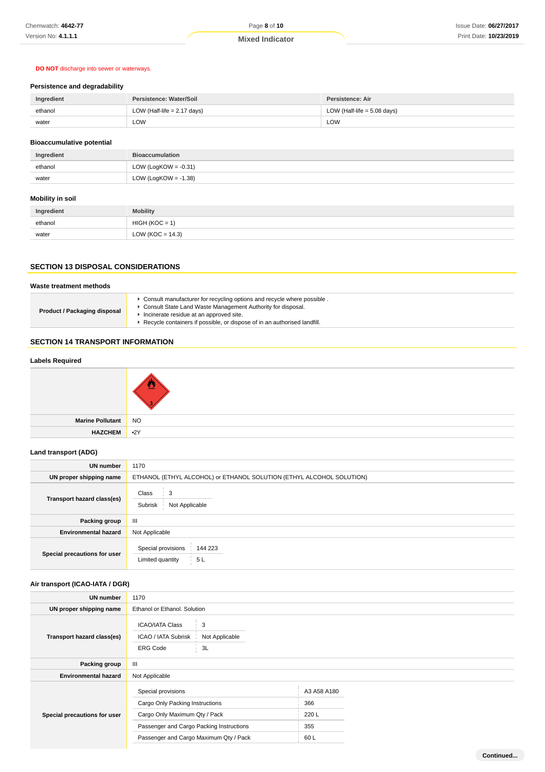**DO NOT** discharge into sewer or waterways.

### Persistence and degradability

| Ingredient | Persistence: Water/Soil | Persistence: Air |
|---|---|---|
| ethanol | LOW (Half-life = 2.17 days) | LOW (Half-life = 5.08 days) |
| water | LOW | LOW |

### Bioaccumulative potential

| Ingredient | Bioaccumulation |
|---|---|
| ethanol | LOW (LogKOW = -0.31) |
| water | LOW (LogKOW = -1.38) |

### Mobility in soil

| Ingredient | Mobility |
|---|---|
| ethanol | HIGH (KOC = 1) |
| water | LOW (KOC = 14.3) |

## SECTION 13 DISPOSAL CONSIDERATIONS

### Waste treatment methods

| | |
|---|---|
| **Product / Packaging disposal** | ▸ Consult manufacturer for recycling options and recycle where possible . ▸ Consult State Land Waste Management Authority for disposal. ▸ Incinerate residue at an approved site. ▸ Recycle containers if possible, or dispose of in an authorised landfill. |

## SECTION 14 TRANSPORT INFORMATION

### Labels Required

| | |
|---|---|
| | |
| **Marine Pollutant** | NO |
| **HAZCHEM** | •2Y |

### Land transport (ADG)

| | |
|---|---|
| **UN number** | 1170 |
| **UN proper shipping name** | ETHANOL (ETHYL ALCOHOL) or ETHANOL SOLUTION (ETHYL ALCOHOL SOLUTION) |
| **Transport hazard class(es)** | Class: 3; Subrisk: Not Applicable |
| **Packing group** | III |
| **Environmental hazard** | Not Applicable |
| **Special precautions for user** | Special provisions: 144 223; Limited quantity: 5 L |

### Air transport (ICAO-IATA / DGR)

| | |
|---|---|
| **UN number** | 1170 |
| **UN proper shipping name** | Ethanol or Ethanol. Solution |
| **Transport hazard class(es)** | ICAO/IATA Class: 3; ICAO / IATA Subrisk: Not Applicable; ERG Code: 3L |
| **Packing group** | III |
| **Environmental hazard** | Not Applicable |
| **Special precautions for user** | Special provisions: A3 A58 A180; Cargo Only Packing Instructions: 366; Cargo Only Maximum Qty / Pack: 220 L; Passenger and Cargo Packing Instructions: 355; Passenger and Cargo Maximum Qty / Pack: 60 L |

Continued...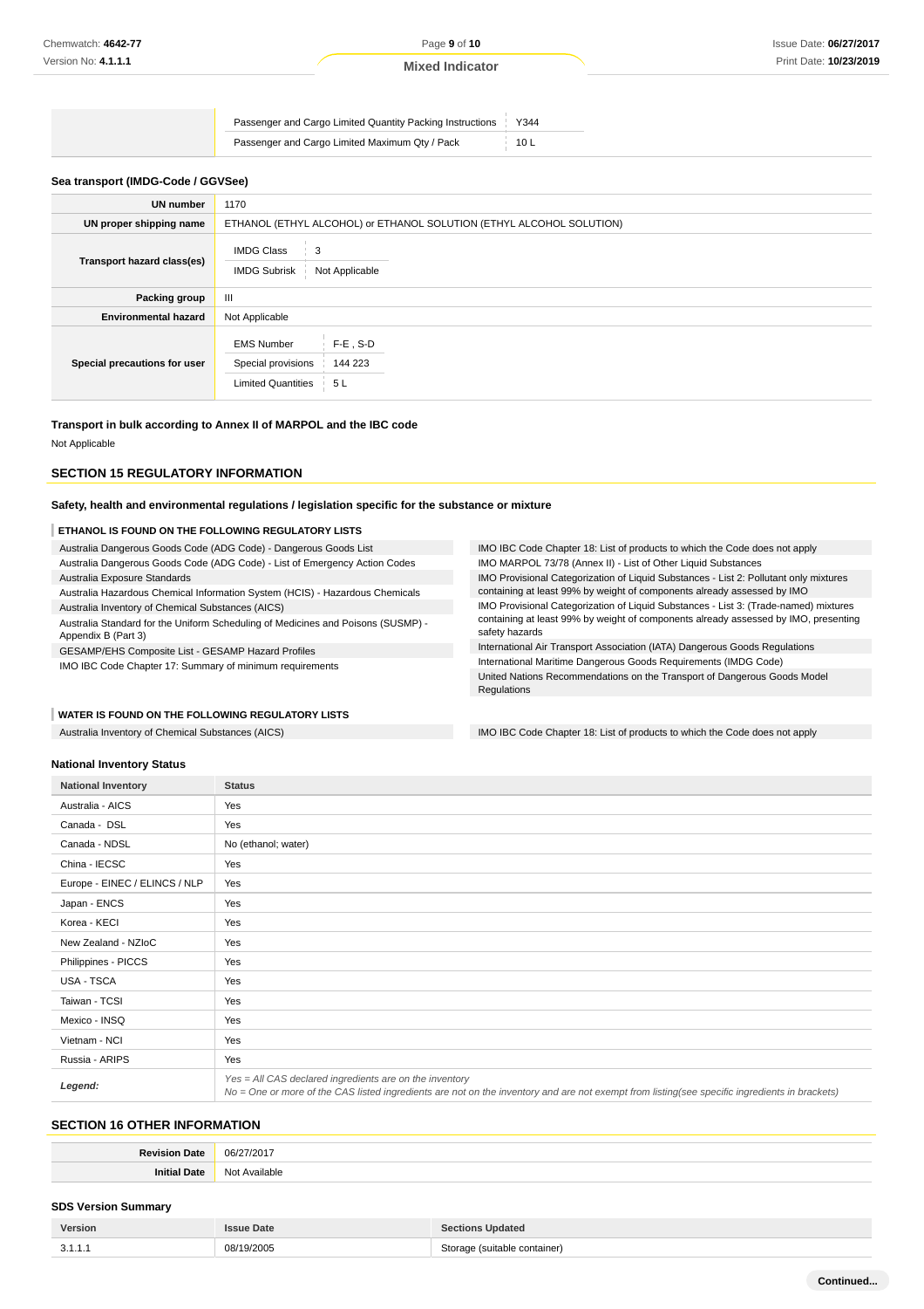| | | |
|---|---|---|
| | Passenger and Cargo Limited Quantity Packing Instructions | Y344 |
| | Passenger and Cargo Limited Maximum Qty / Pack | 10 L |

### Sea transport (IMDG-Code / GGVSee)

| | |
|---|---|
| **UN number** | 1170 |
| **UN proper shipping name** | ETHANOL (ETHYL ALCOHOL) or ETHANOL SOLUTION (ETHYL ALCOHOL SOLUTION) |
| **Transport hazard class(es)** | IMDG Class: 3<br>IMDG Subrisk: Not Applicable |
| **Packing group** | III |
| **Environmental hazard** | Not Applicable |
| **Special precautions for user** | EMS Number: F-E , S-D<br>Special provisions: 144 223<br>Limited Quantities: 5 L |

### Transport in bulk according to Annex II of MARPOL and the IBC code

Not Applicable

## SECTION 15 REGULATORY INFORMATION

### Safety, health and environmental regulations / legislation specific for the substance or mixture

#### ETHANOL IS FOUND ON THE FOLLOWING REGULATORY LISTS

- Australia Dangerous Goods Code (ADG Code) - Dangerous Goods List
- Australia Dangerous Goods Code (ADG Code) - List of Emergency Action Codes
- Australia Exposure Standards
- Australia Hazardous Chemical Information System (HCIS) - Hazardous Chemicals
- Australia Inventory of Chemical Substances (AICS)
- Australia Standard for the Uniform Scheduling of Medicines and Poisons (SUSMP) - Appendix B (Part 3)
- GESAMP/EHS Composite List - GESAMP Hazard Profiles
- IMO IBC Code Chapter 17: Summary of minimum requirements
- IMO IBC Code Chapter 18: List of products to which the Code does not apply
- IMO MARPOL 73/78 (Annex II) - List of Other Liquid Substances
- IMO Provisional Categorization of Liquid Substances - List 2: Pollutant only mixtures containing at least 99% by weight of components already assessed by IMO
- IMO Provisional Categorization of Liquid Substances - List 3: (Trade-named) mixtures containing at least 99% by weight of components already assessed by IMO, presenting safety hazards
- International Air Transport Association (IATA) Dangerous Goods Regulations
- International Maritime Dangerous Goods Requirements (IMDG Code)
- United Nations Recommendations on the Transport of Dangerous Goods Model Regulations

#### WATER IS FOUND ON THE FOLLOWING REGULATORY LISTS

- Australia Inventory of Chemical Substances (AICS)
- IMO IBC Code Chapter 18: List of products to which the Code does not apply

### National Inventory Status

| National Inventory | Status |
|---|---|
| Australia - AICS | Yes |
| Canada - DSL | Yes |
| Canada - NDSL | No (ethanol; water) |
| China - IECSC | Yes |
| Europe - EINEC / ELINCS / NLP | Yes |
| Japan - ENCS | Yes |
| Korea - KECI | Yes |
| New Zealand - NZIoC | Yes |
| Philippines - PICCS | Yes |
| USA - TSCA | Yes |
| Taiwan - TCSI | Yes |
| Mexico - INSQ | Yes |
| Vietnam - NCI | Yes |
| Russia - ARIPS | Yes |
| **Legend:** | *Yes = All CAS declared ingredients are on the inventory*<br>*No = One or more of the CAS listed ingredients are not on the inventory and are not exempt from listing(see specific ingredients in brackets)* |

## SECTION 16 OTHER INFORMATION

| | |
|---|---|
| **Revision Date** | 06/27/2017 |
| **Initial Date** | Not Available |

### SDS Version Summary

| Version | Issue Date | Sections Updated |
|---|---|---|
| 3.1.1.1 | 08/19/2005 | Storage (suitable container) |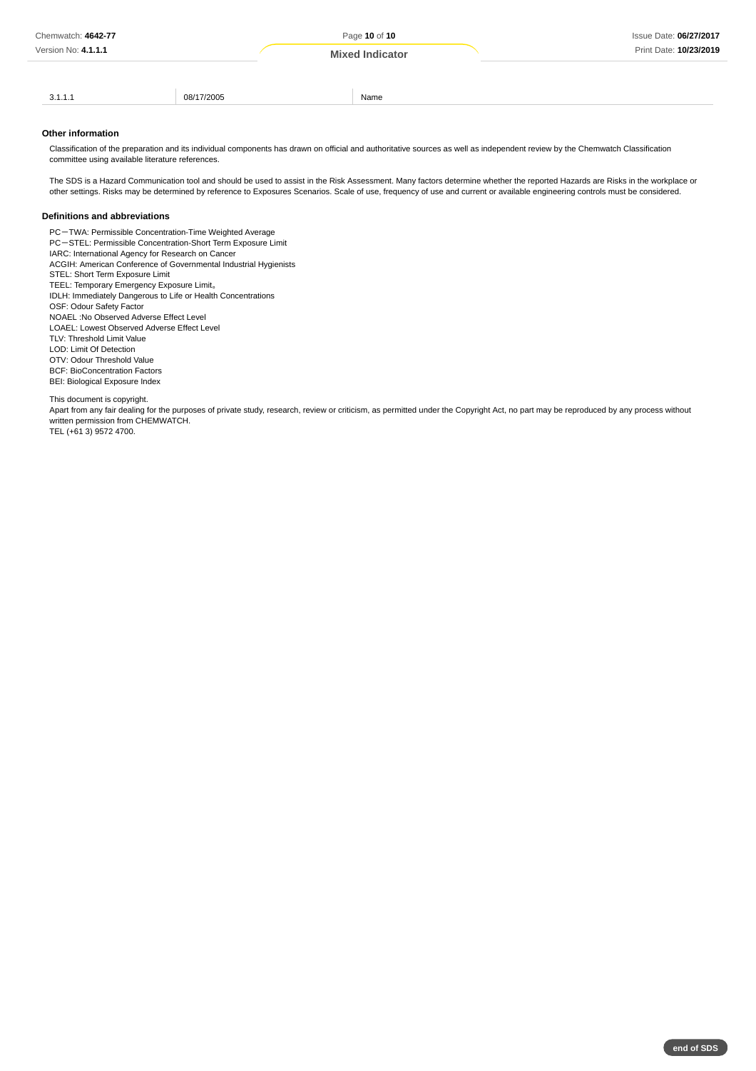| | | |
|---|---|---|
| 3.1.1.1 | 08/17/2005 | Name |

### Other information

Classification of the preparation and its individual components has drawn on official and authoritative sources as well as independent review by the Chemwatch Classification committee using available literature references.

The SDS is a Hazard Communication tool and should be used to assist in the Risk Assessment. Many factors determine whether the reported Hazards are Risks in the workplace or other settings. Risks may be determined by reference to Exposures Scenarios. Scale of use, frequency of use and current or available engineering controls must be considered.

### Definitions and abbreviations

PC－TWA: Permissible Concentration-Time Weighted Average
PC－STEL: Permissible Concentration-Short Term Exposure Limit
IARC: International Agency for Research on Cancer
ACGIH: American Conference of Governmental Industrial Hygienists
STEL: Short Term Exposure Limit
TEEL: Temporary Emergency Exposure Limit。
IDLH: Immediately Dangerous to Life or Health Concentrations
OSF: Odour Safety Factor
NOAEL :No Observed Adverse Effect Level
LOAEL: Lowest Observed Adverse Effect Level
TLV: Threshold Limit Value
LOD: Limit Of Detection
OTV: Odour Threshold Value
BCF: BioConcentration Factors
BEI: Biological Exposure Index

This document is copyright.
Apart from any fair dealing for the purposes of private study, research, review or criticism, as permitted under the Copyright Act, no part may be reproduced by any process without written permission from CHEMWATCH.
TEL (+61 3) 9572 4700.

end of SDS